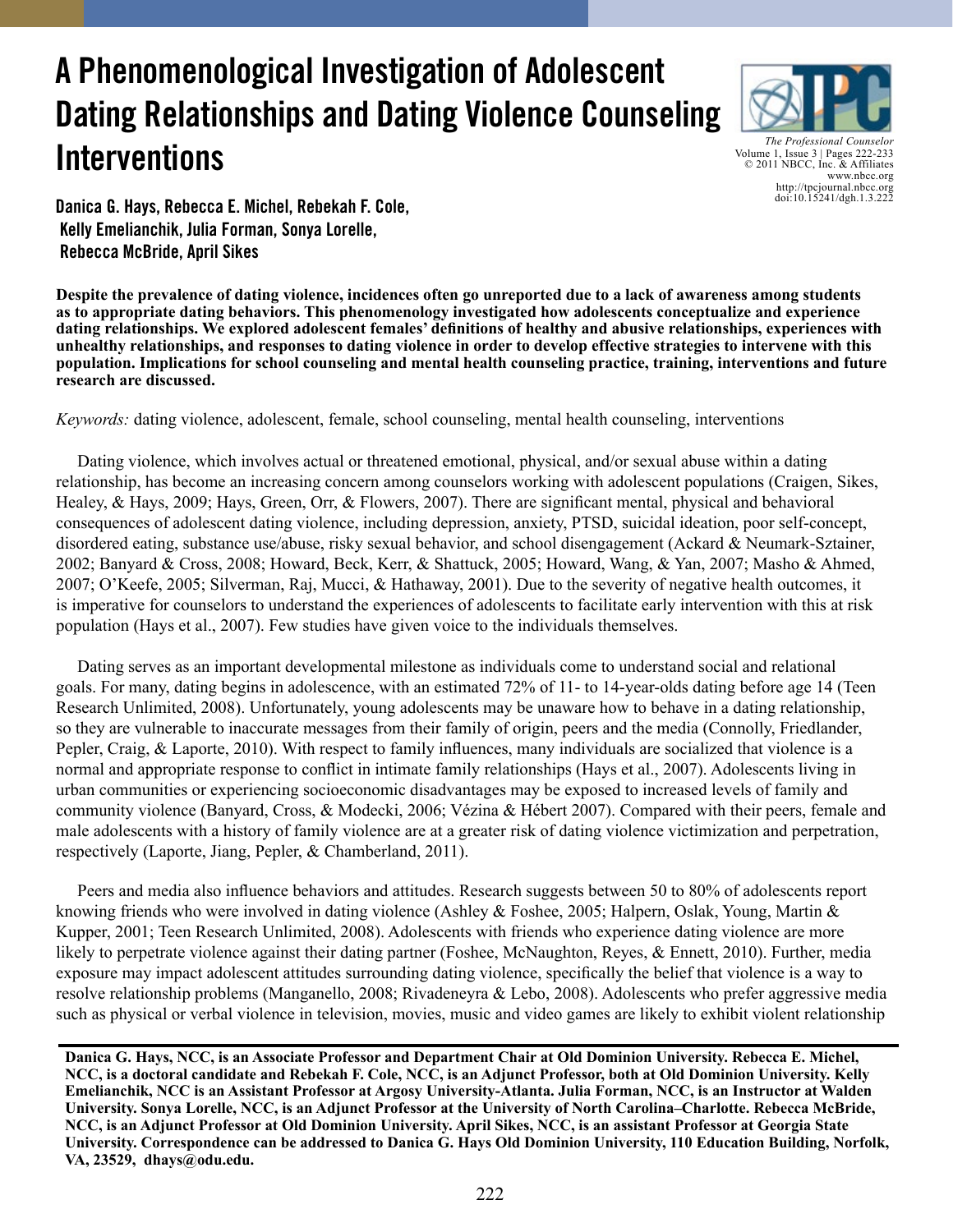# A Phenomenological Investigation of Adolescent Dating Relationships and Dating Violence Counseling Interventions

**Danica G. Hays, Rebecca E. Michel, Rebekah F. Cole, Kelly Emelianchik, Julia Forman, Sonya Lorelle, Rebecca McBride, April Sikes**

**Despite the prevalence of dating violence, incidences often go unreported due to a lack of awareness among students as to appropriate dating behaviors. This phenomenology investigated how adolescents conceptualize and experience dating relationships. We explored adolescent females' definitions of healthy and abusive relationships, experiences with unhealthy relationships, and responses to dating violence in order to develop effective strategies to intervene with this population. Implications for school counseling and mental health counseling practice, training, interventions and future research are discussed.**

*Keywords:* dating violence, adolescent, female, school counseling, mental health counseling, interventions

Dating violence, which involves actual or threatened emotional, physical, and/or sexual abuse within a dating relationship, has become an increasing concern among counselors working with adolescent populations (Craigen, Sikes, Healey, & Hays, 2009; Hays, Green, Orr, & Flowers, 2007). There are significant mental, physical and behavioral consequences of adolescent dating violence, including depression, anxiety, PTSD, suicidal ideation, poor self-concept, disordered eating, substance use/abuse, risky sexual behavior, and school disengagement (Ackard & Neumark-Sztainer, 2002; Banyard & Cross, 2008; Howard, Beck, Kerr, & Shattuck, 2005; Howard, Wang, & Yan, 2007; Masho & Ahmed, 2007; O'Keefe, 2005; Silverman, Raj, Mucci, & Hathaway, 2001). Due to the severity of negative health outcomes, it is imperative for counselors to understand the experiences of adolescents to facilitate early intervention with this at risk population (Hays et al., 2007). Few studies have given voice to the individuals themselves.

Dating serves as an important developmental milestone as individuals come to understand social and relational goals. For many, dating begins in adolescence, with an estimated 72% of 11- to 14-year-olds dating before age 14 (Teen Research Unlimited, 2008). Unfortunately, young adolescents may be unaware how to behave in a dating relationship, so they are vulnerable to inaccurate messages from their family of origin, peers and the media (Connolly, Friedlander, Pepler, Craig, & Laporte, 2010). With respect to family influences, many individuals are socialized that violence is a normal and appropriate response to conflict in intimate family relationships (Hays et al., 2007). Adolescents living in urban communities or experiencing socioeconomic disadvantages may be exposed to increased levels of family and community violence (Banyard, Cross, & Modecki, 2006; Vézina & Hébert 2007). Compared with their peers, female and male adolescents with a history of family violence are at a greater risk of dating violence victimization and perpetration, respectively (Laporte, Jiang, Pepler, & Chamberland, 2011).

Peers and media also influence behaviors and attitudes. Research suggests between 50 to 80% of adolescents report knowing friends who were involved in dating violence (Ashley & Foshee, 2005; Halpern, Oslak, Young, Martin & Kupper, 2001; Teen Research Unlimited, 2008). Adolescents with friends who experience dating violence are more likely to perpetrate violence against their dating partner (Foshee, McNaughton, Reyes, & Ennett, 2010). Further, media exposure may impact adolescent attitudes surrounding dating violence, specifically the belief that violence is a way to resolve relationship problems (Manganello, 2008; Rivadeneyra & Lebo, 2008). Adolescents who prefer aggressive media such as physical or verbal violence in television, movies, music and video games are likely to exhibit violent relationship

**Danica G. Hays, NCC, is an Associate Professor and Department Chair at Old Dominion University. Rebecca E. Michel, NCC, is a doctoral candidate and Rebekah F. Cole, NCC, is an Adjunct Professor, both at Old Dominion University. Kelly Emelianchik, NCC is an Assistant Professor at Argosy University-Atlanta. Julia Forman, NCC, is an Instructor at Walden University. Sonya Lorelle, NCC, is an Adjunct Professor at the University of North Carolina–Charlotte. Rebecca McBride, NCC, is an Adjunct Professor at Old Dominion University. April Sikes, NCC, is an assistant Professor at Georgia State University. Correspondence can be addressed to Danica G. Hays Old Dominion University, 110 Education Building, Norfolk, VA, 23529, dhays@odu.edu.**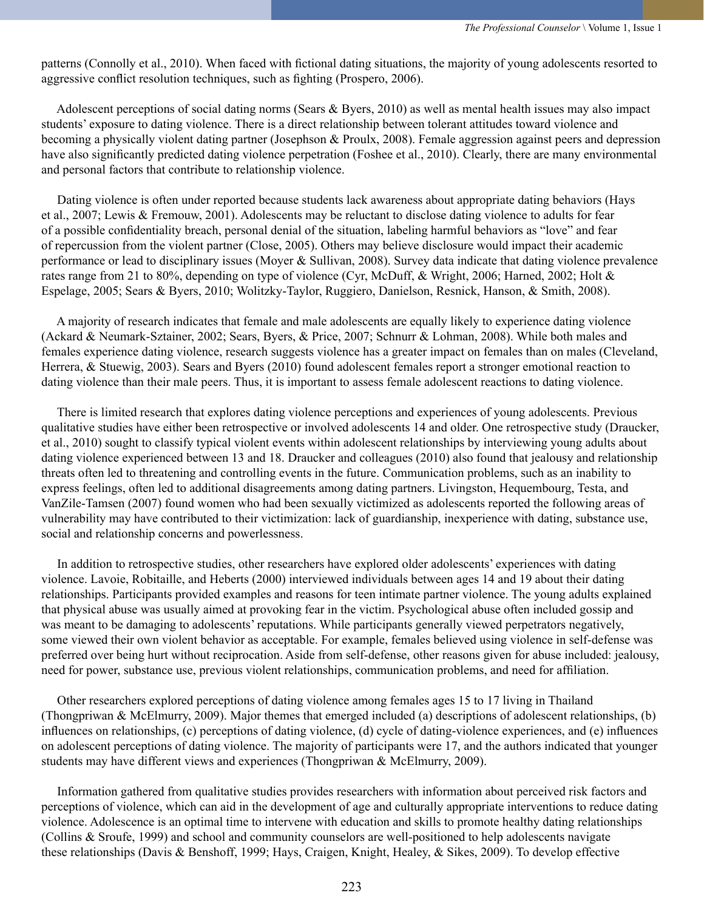patterns (Connolly et al., 2010). When faced with fictional dating situations, the majority of young adolescents resorted to aggressive conflict resolution techniques, such as fighting (Prospero, 2006).

Adolescent perceptions of social dating norms (Sears & Byers, 2010) as well as mental health issues may also impact students' exposure to dating violence. There is a direct relationship between tolerant attitudes toward violence and becoming a physically violent dating partner (Josephson & Proulx, 2008). Female aggression against peers and depression have also significantly predicted dating violence perpetration (Foshee et al., 2010). Clearly, there are many environmental and personal factors that contribute to relationship violence.

Dating violence is often under reported because students lack awareness about appropriate dating behaviors (Hays et al., 2007; Lewis & Fremouw, 2001). Adolescents may be reluctant to disclose dating violence to adults for fear of a possible confidentiality breach, personal denial of the situation, labeling harmful behaviors as "love" and fear of repercussion from the violent partner (Close, 2005). Others may believe disclosure would impact their academic performance or lead to disciplinary issues (Moyer & Sullivan, 2008). Survey data indicate that dating violence prevalence rates range from 21 to 80%, depending on type of violence (Cyr, McDuff, & Wright, 2006; Harned, 2002; Holt & Espelage, 2005; Sears & Byers, 2010; Wolitzky-Taylor, Ruggiero, Danielson, Resnick, Hanson, & Smith, 2008).

A majority of research indicates that female and male adolescents are equally likely to experience dating violence (Ackard & Neumark-Sztainer, 2002; Sears, Byers, & Price, 2007; Schnurr & Lohman, 2008). While both males and females experience dating violence, research suggests violence has a greater impact on females than on males (Cleveland, Herrera, & Stuewig, 2003). Sears and Byers (2010) found adolescent females report a stronger emotional reaction to dating violence than their male peers. Thus, it is important to assess female adolescent reactions to dating violence.

There is limited research that explores dating violence perceptions and experiences of young adolescents. Previous qualitative studies have either been retrospective or involved adolescents 14 and older. One retrospective study (Draucker, et al., 2010) sought to classify typical violent events within adolescent relationships by interviewing young adults about dating violence experienced between 13 and 18. Draucker and colleagues (2010) also found that jealousy and relationship threats often led to threatening and controlling events in the future. Communication problems, such as an inability to express feelings, often led to additional disagreements among dating partners. Livingston, Hequembourg, Testa, and VanZile-Tamsen (2007) found women who had been sexually victimized as adolescents reported the following areas of vulnerability may have contributed to their victimization: lack of guardianship, inexperience with dating, substance use, social and relationship concerns and powerlessness.

In addition to retrospective studies, other researchers have explored older adolescents' experiences with dating violence. Lavoie, Robitaille, and Heberts (2000) interviewed individuals between ages 14 and 19 about their dating relationships. Participants provided examples and reasons for teen intimate partner violence. The young adults explained that physical abuse was usually aimed at provoking fear in the victim. Psychological abuse often included gossip and was meant to be damaging to adolescents' reputations. While participants generally viewed perpetrators negatively, some viewed their own violent behavior as acceptable. For example, females believed using violence in self-defense was preferred over being hurt without reciprocation. Aside from self-defense, other reasons given for abuse included: jealousy, need for power, substance use, previous violent relationships, communication problems, and need for affiliation.

Other researchers explored perceptions of dating violence among females ages 15 to 17 living in Thailand (Thongpriwan & McElmurry, 2009). Major themes that emerged included (a) descriptions of adolescent relationships, (b) influences on relationships, (c) perceptions of dating violence, (d) cycle of dating-violence experiences, and (e) influences on adolescent perceptions of dating violence. The majority of participants were 17, and the authors indicated that younger students may have different views and experiences (Thongpriwan & McElmurry, 2009).

Information gathered from qualitative studies provides researchers with information about perceived risk factors and perceptions of violence, which can aid in the development of age and culturally appropriate interventions to reduce dating violence. Adolescence is an optimal time to intervene with education and skills to promote healthy dating relationships (Collins & Sroufe, 1999) and school and community counselors are well-positioned to help adolescents navigate these relationships (Davis & Benshoff, 1999; Hays, Craigen, Knight, Healey, & Sikes, 2009). To develop effective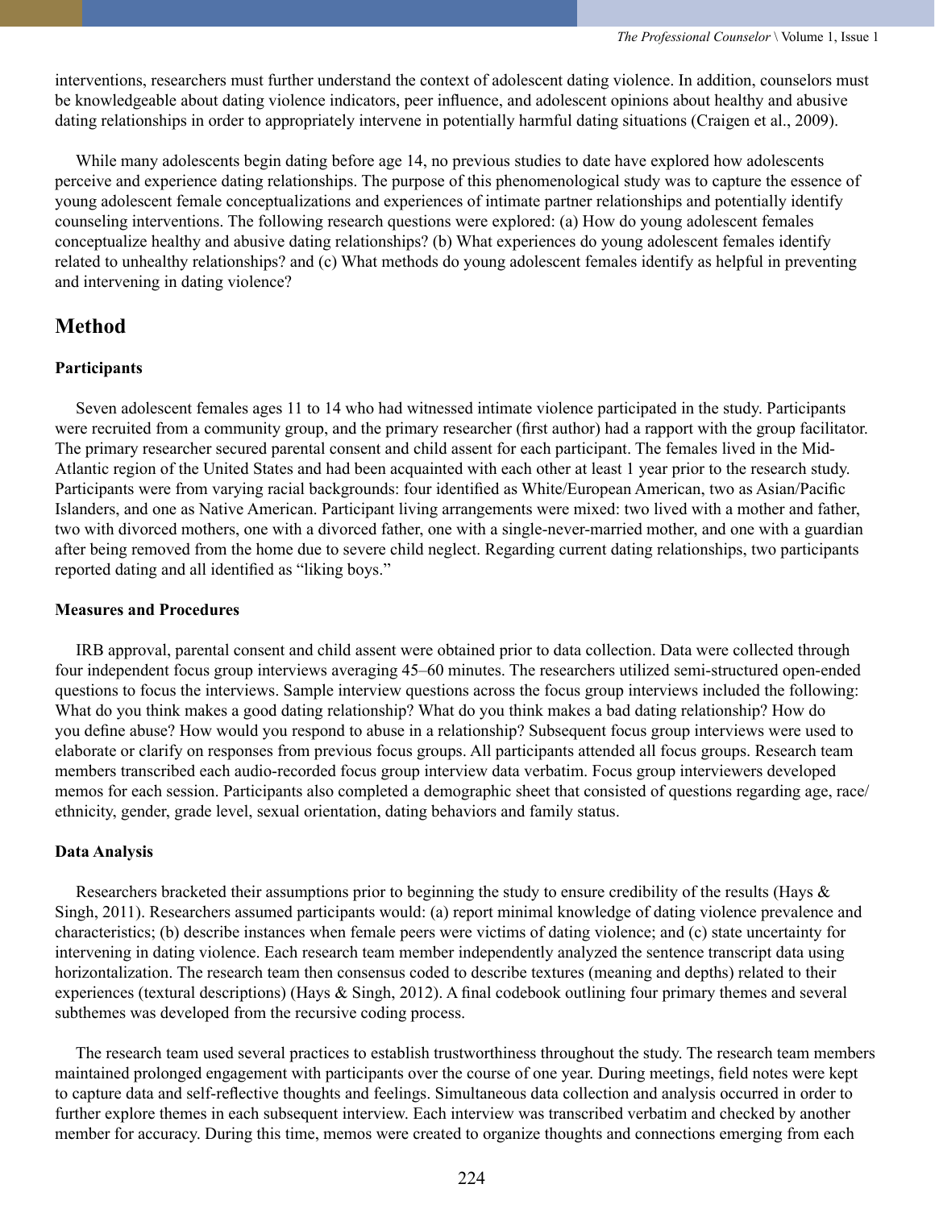interventions, researchers must further understand the context of adolescent dating violence. In addition, counselors must be knowledgeable about dating violence indicators, peer influence, and adolescent opinions about healthy and abusive dating relationships in order to appropriately intervene in potentially harmful dating situations (Craigen et al., 2009).

While many adolescents begin dating before age 14, no previous studies to date have explored how adolescents perceive and experience dating relationships. The purpose of this phenomenological study was to capture the essence of young adolescent female conceptualizations and experiences of intimate partner relationships and potentially identify counseling interventions. The following research questions were explored: (a) How do young adolescent females conceptualize healthy and abusive dating relationships? (b) What experiences do young adolescent females identify related to unhealthy relationships? and (c) What methods do young adolescent females identify as helpful in preventing and intervening in dating violence?

## Method

### Participants

Seven adolescent females ages 11 to 14 who had witnessed intimate violence participated in the study. Participants were recruited from a community group, and the primary researcher (first author) had a rapport with the group facilitator. The primary researcher secured parental consent and child assent for each participant. The females lived in the Mid-Atlantic region of the United States and had been acquainted with each other at least 1 year prior to the research study. Participants were from varying racial backgrounds: four identified as White/European American, two as Asian/Pacific Islanders, and one as Native American. Participant living arrangements were mixed: two lived with a mother and father, two with divorced mothers, one with a divorced father, one with a single-never-married mother, and one with a guardian after being removed from the home due to severe child neglect. Regarding current dating relationships, two participants reported dating and all identified as "liking boys."

### Measures and Procedures

IRB approval, parental consent and child assent were obtained prior to data collection. Data were collected through four independent focus group interviews averaging 45–60 minutes. The researchers utilized semi-structured open-ended questions to focus the interviews. Sample interview questions across the focus group interviews included the following: What do you think makes a good dating relationship? What do you think makes a bad dating relationship? How do you define abuse? How would you respond to abuse in a relationship? Subsequent focus group interviews were used to elaborate or clarify on responses from previous focus groups. All participants attended all focus groups. Research team members transcribed each audio-recorded focus group interview data verbatim. Focus group interviewers developed memos for each session. Participants also completed a demographic sheet that consisted of questions regarding age, race/ethnicity, gender, grade level, sexual orientation, dating behaviors and family status.

### Data Analysis

Researchers bracketed their assumptions prior to beginning the study to ensure credibility of the results (Hays & Singh, 2011). Researchers assumed participants would: (a) report minimal knowledge of dating violence prevalence and characteristics; (b) describe instances when female peers were victims of dating violence; and (c) state uncertainty for intervening in dating violence. Each research team member independently analyzed the sentence transcript data using horizontalization. The research team then consensus coded to describe textures (meaning and depths) related to their experiences (textural descriptions) (Hays & Singh, 2012). A final codebook outlining four primary themes and several subthemes was developed from the recursive coding process.

The research team used several practices to establish trustworthiness throughout the study. The research team members maintained prolonged engagement with participants over the course of one year. During meetings, field notes were kept to capture data and self-reflective thoughts and feelings. Simultaneous data collection and analysis occurred in order to further explore themes in each subsequent interview. Each interview was transcribed verbatim and checked by another member for accuracy. During this time, memos were created to organize thoughts and connections emerging from each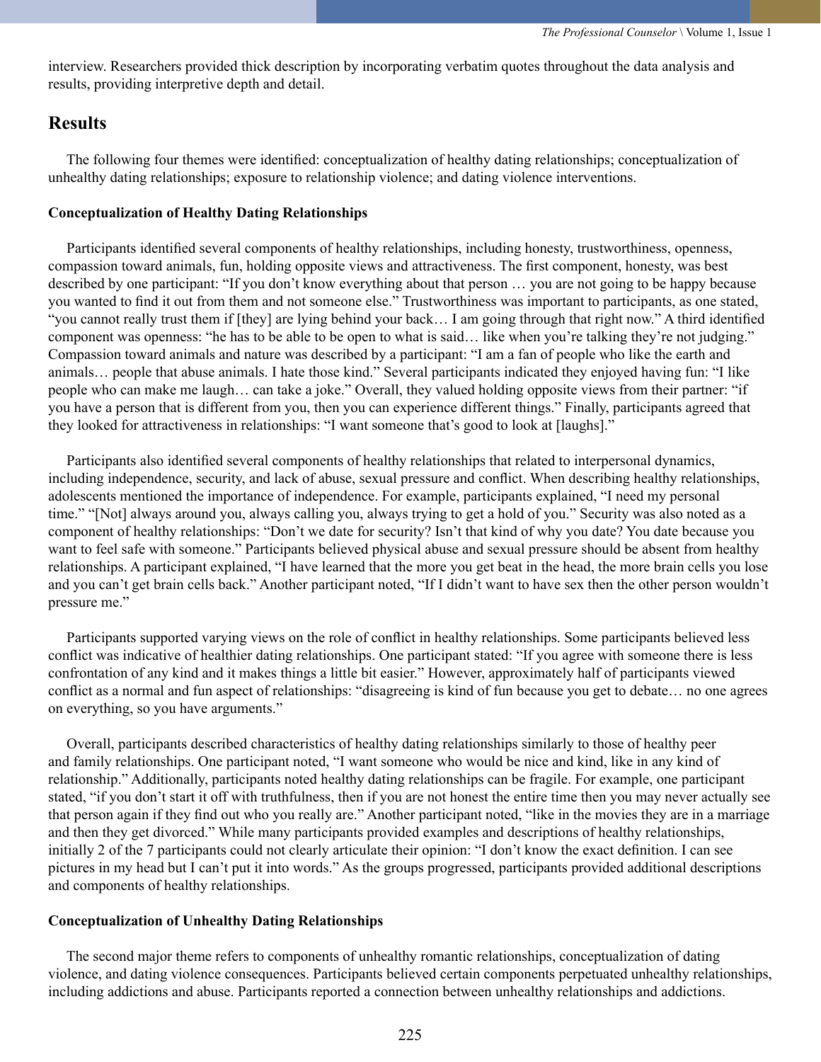interview. Researchers provided thick description by incorporating verbatim quotes throughout the data analysis and results, providing interpretive depth and detail.

## Results

The following four themes were identified: conceptualization of healthy dating relationships; conceptualization of unhealthy dating relationships; exposure to relationship violence; and dating violence interventions.

### Conceptualization of Healthy Dating Relationships

Participants identified several components of healthy relationships, including honesty, trustworthiness, openness, compassion toward animals, fun, holding opposite views and attractiveness. The first component, honesty, was best described by one participant: "If you don't know everything about that person … you are not going to be happy because you wanted to find it out from them and not someone else." Trustworthiness was important to participants, as one stated, "you cannot really trust them if [they] are lying behind your back… I am going through that right now." A third identified component was openness: "he has to be able to be open to what is said… like when you're talking they're not judging." Compassion toward animals and nature was described by a participant: "I am a fan of people who like the earth and animals… people that abuse animals. I hate those kind." Several participants indicated they enjoyed having fun: "I like people who can make me laugh… can take a joke." Overall, they valued holding opposite views from their partner: "if you have a person that is different from you, then you can experience different things." Finally, participants agreed that they looked for attractiveness in relationships: "I want someone that's good to look at [laughs]."

Participants also identified several components of healthy relationships that related to interpersonal dynamics, including independence, security, and lack of abuse, sexual pressure and conflict. When describing healthy relationships, adolescents mentioned the importance of independence. For example, participants explained, "I need my personal time." "[Not] always around you, always calling you, always trying to get a hold of you." Security was also noted as a component of healthy relationships: "Don't we date for security? Isn't that kind of why you date? You date because you want to feel safe with someone." Participants believed physical abuse and sexual pressure should be absent from healthy relationships. A participant explained, "I have learned that the more you get beat in the head, the more brain cells you lose and you can't get brain cells back." Another participant noted, "If I didn't want to have sex then the other person wouldn't pressure me."

Participants supported varying views on the role of conflict in healthy relationships. Some participants believed less conflict was indicative of healthier dating relationships. One participant stated: "If you agree with someone there is less confrontation of any kind and it makes things a little bit easier." However, approximately half of participants viewed conflict as a normal and fun aspect of relationships: "disagreeing is kind of fun because you get to debate… no one agrees on everything, so you have arguments."

Overall, participants described characteristics of healthy dating relationships similarly to those of healthy peer and family relationships. One participant noted, "I want someone who would be nice and kind, like in any kind of relationship." Additionally, participants noted healthy dating relationships can be fragile. For example, one participant stated, "if you don't start it off with truthfulness, then if you are not honest the entire time then you may never actually see that person again if they find out who you really are." Another participant noted, "like in the movies they are in a marriage and then they get divorced." While many participants provided examples and descriptions of healthy relationships, initially 2 of the 7 participants could not clearly articulate their opinion: "I don't know the exact definition. I can see pictures in my head but I can't put it into words." As the groups progressed, participants provided additional descriptions and components of healthy relationships.

### Conceptualization of Unhealthy Dating Relationships

The second major theme refers to components of unhealthy romantic relationships, conceptualization of dating violence, and dating violence consequences. Participants believed certain components perpetuated unhealthy relationships, including addictions and abuse. Participants reported a connection between unhealthy relationships and addictions.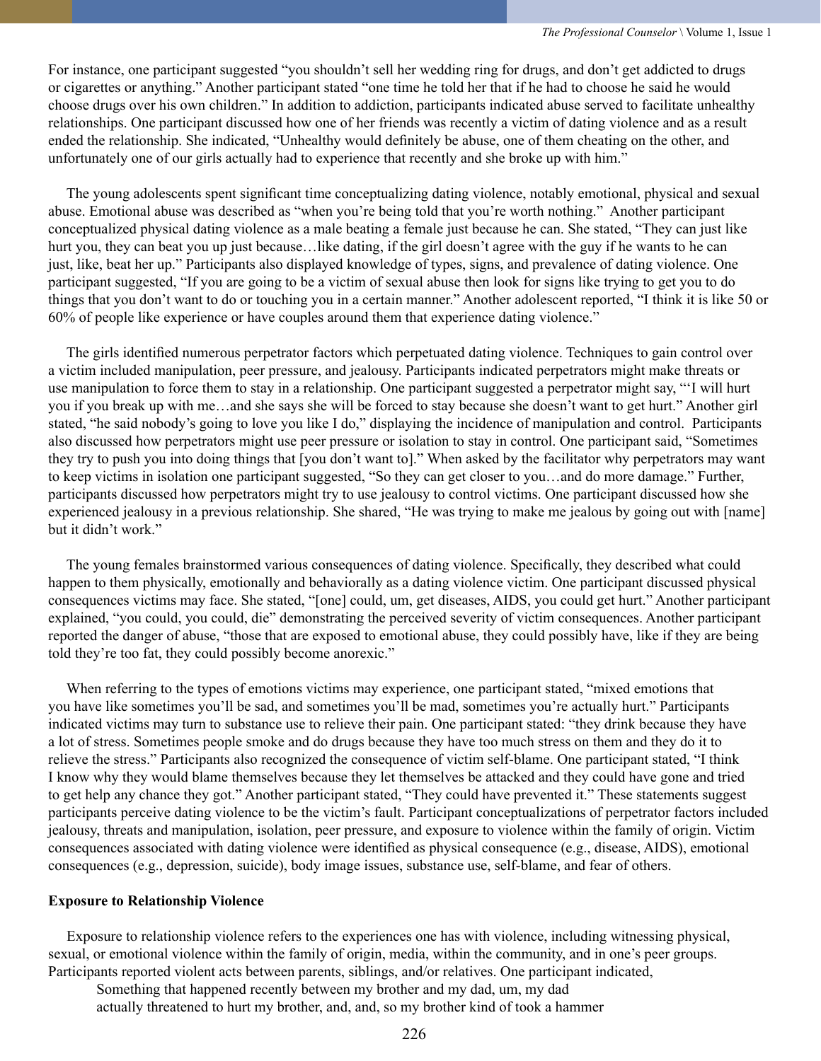For instance, one participant suggested "you shouldn't sell her wedding ring for drugs, and don't get addicted to drugs or cigarettes or anything." Another participant stated "one time he told her that if he had to choose he said he would choose drugs over his own children." In addition to addiction, participants indicated abuse served to facilitate unhealthy relationships. One participant discussed how one of her friends was recently a victim of dating violence and as a result ended the relationship. She indicated, "Unhealthy would definitely be abuse, one of them cheating on the other, and unfortunately one of our girls actually had to experience that recently and she broke up with him."

The young adolescents spent significant time conceptualizing dating violence, notably emotional, physical and sexual abuse. Emotional abuse was described as "when you're being told that you're worth nothing." Another participant conceptualized physical dating violence as a male beating a female just because he can. She stated, "They can just like hurt you, they can beat you up just because…like dating, if the girl doesn't agree with the guy if he wants to he can just, like, beat her up." Participants also displayed knowledge of types, signs, and prevalence of dating violence. One participant suggested, "If you are going to be a victim of sexual abuse then look for signs like trying to get you to do things that you don't want to do or touching you in a certain manner." Another adolescent reported, "I think it is like 50 or 60% of people like experience or have couples around them that experience dating violence."

The girls identified numerous perpetrator factors which perpetuated dating violence. Techniques to gain control over a victim included manipulation, peer pressure, and jealousy. Participants indicated perpetrators might make threats or use manipulation to force them to stay in a relationship. One participant suggested a perpetrator might say, "'I will hurt you if you break up with me…and she says she will be forced to stay because she doesn't want to get hurt." Another girl stated, "he said nobody's going to love you like I do," displaying the incidence of manipulation and control. Participants also discussed how perpetrators might use peer pressure or isolation to stay in control. One participant said, "Sometimes they try to push you into doing things that [you don't want to]." When asked by the facilitator why perpetrators may want to keep victims in isolation one participant suggested, "So they can get closer to you…and do more damage." Further, participants discussed how perpetrators might try to use jealousy to control victims. One participant discussed how she experienced jealousy in a previous relationship. She shared, "He was trying to make me jealous by going out with [name] but it didn't work."

The young females brainstormed various consequences of dating violence. Specifically, they described what could happen to them physically, emotionally and behaviorally as a dating violence victim. One participant discussed physical consequences victims may face. She stated, "[one] could, um, get diseases, AIDS, you could get hurt." Another participant explained, "you could, you could, die" demonstrating the perceived severity of victim consequences. Another participant reported the danger of abuse, "those that are exposed to emotional abuse, they could possibly have, like if they are being told they're too fat, they could possibly become anorexic."

When referring to the types of emotions victims may experience, one participant stated, "mixed emotions that you have like sometimes you'll be sad, and sometimes you'll be mad, sometimes you're actually hurt." Participants indicated victims may turn to substance use to relieve their pain. One participant stated: "they drink because they have a lot of stress. Sometimes people smoke and do drugs because they have too much stress on them and they do it to relieve the stress." Participants also recognized the consequence of victim self-blame. One participant stated, "I think I know why they would blame themselves because they let themselves be attacked and they could have gone and tried to get help any chance they got." Another participant stated, "They could have prevented it." These statements suggest participants perceive dating violence to be the victim's fault. Participant conceptualizations of perpetrator factors included jealousy, threats and manipulation, isolation, peer pressure, and exposure to violence within the family of origin. Victim consequences associated with dating violence were identified as physical consequence (e.g., disease, AIDS), emotional consequences (e.g., depression, suicide), body image issues, substance use, self-blame, and fear of others.

**Exposure to Relationship Violence**

Exposure to relationship violence refers to the experiences one has with violence, including witnessing physical, sexual, or emotional violence within the family of origin, media, within the community, and in one's peer groups. Participants reported violent acts between parents, siblings, and/or relatives. One participant indicated,

> Something that happened recently between my brother and my dad, um, my dad actually threatened to hurt my brother, and, and, so my brother kind of took a hammer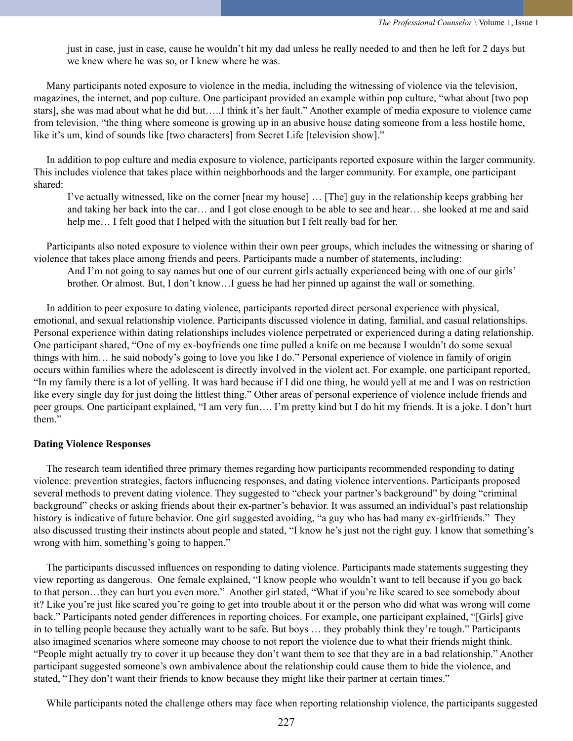> just in case, just in case, cause he wouldn't hit my dad unless he really needed to and then he left for 2 days but we knew where he was so, or I knew where he was.

Many participants noted exposure to violence in the media, including the witnessing of violence via the television, magazines, the internet, and pop culture. One participant provided an example within pop culture, "what about [two pop stars], she was mad about what he did but…..I think it's her fault." Another example of media exposure to violence came from television, "the thing where someone is growing up in an abusive house dating someone from a less hostile home, like it's um, kind of sounds like [two characters] from Secret Life [television show]."

In addition to pop culture and media exposure to violence, participants reported exposure within the larger community. This includes violence that takes place within neighborhoods and the larger community. For example, one participant shared:

> I've actually witnessed, like on the corner [near my house] … [The] guy in the relationship keeps grabbing her and taking her back into the car… and I got close enough to be able to see and hear… she looked at me and said help me… I felt good that I helped with the situation but I felt really bad for her.

Participants also noted exposure to violence within their own peer groups, which includes the witnessing or sharing of violence that takes place among friends and peers. Participants made a number of statements, including:

> And I'm not going to say names but one of our current girls actually experienced being with one of our girls' brother. Or almost. But, I don't know…I guess he had her pinned up against the wall or something.

In addition to peer exposure to dating violence, participants reported direct personal experience with physical, emotional, and sexual relationship violence. Participants discussed violence in dating, familial, and casual relationships. Personal experience within dating relationships includes violence perpetrated or experienced during a dating relationship. One participant shared, "One of my ex-boyfriends one time pulled a knife on me because I wouldn't do some sexual things with him… he said nobody's going to love you like I do." Personal experience of violence in family of origin occurs within families where the adolescent is directly involved in the violent act. For example, one participant reported, "In my family there is a lot of yelling. It was hard because if I did one thing, he would yell at me and I was on restriction like every single day for just doing the littlest thing." Other areas of personal experience of violence include friends and peer groups. One participant explained, "I am very fun…. I'm pretty kind but I do hit my friends. It is a joke. I don't hurt them."

**Dating Violence Responses**

The research team identified three primary themes regarding how participants recommended responding to dating violence: prevention strategies, factors influencing responses, and dating violence interventions. Participants proposed several methods to prevent dating violence. They suggested to "check your partner's background" by doing "criminal background" checks or asking friends about their ex-partner's behavior. It was assumed an individual's past relationship history is indicative of future behavior. One girl suggested avoiding, "a guy who has had many ex-girlfriends." They also discussed trusting their instincts about people and stated, "I know he's just not the right guy. I know that something's wrong with him, something's going to happen."

The participants discussed influences on responding to dating violence. Participants made statements suggesting they view reporting as dangerous. One female explained, "I know people who wouldn't want to tell because if you go back to that person…they can hurt you even more." Another girl stated, "What if you're like scared to see somebody about it? Like you're just like scared you're going to get into trouble about it or the person who did what was wrong will come back." Participants noted gender differences in reporting choices. For example, one participant explained, "[Girls] give in to telling people because they actually want to be safe. But boys … they probably think they're tough." Participants also imagined scenarios where someone may choose to not report the violence due to what their friends might think. "People might actually try to cover it up because they don't want them to see that they are in a bad relationship." Another participant suggested someone's own ambivalence about the relationship could cause them to hide the violence, and stated, "They don't want their friends to know because they might like their partner at certain times."

While participants noted the challenge others may face when reporting relationship violence, the participants suggested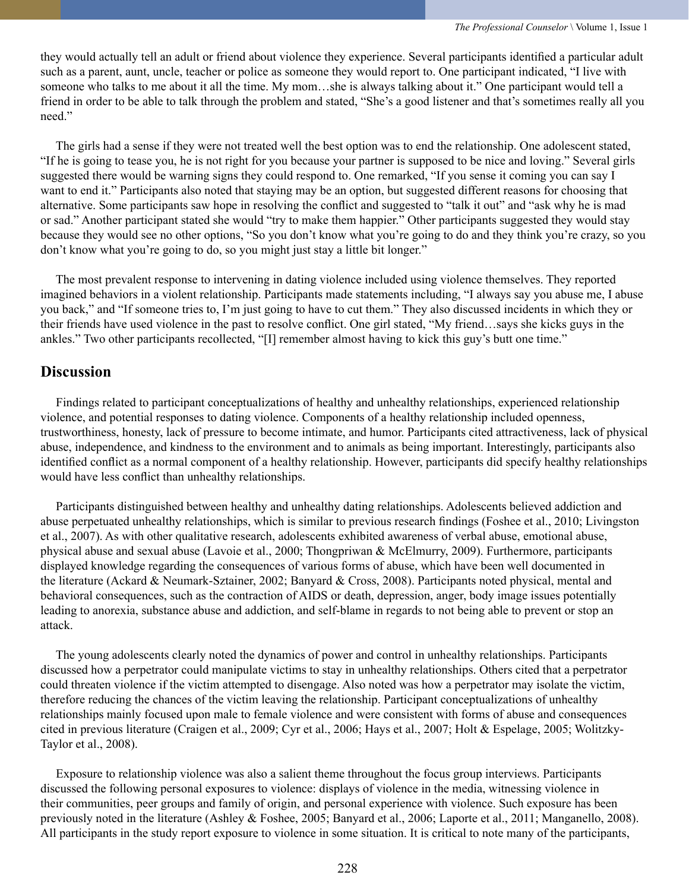they would actually tell an adult or friend about violence they experience. Several participants identified a particular adult such as a parent, aunt, uncle, teacher or police as someone they would report to. One participant indicated, "I live with someone who talks to me about it all the time. My mom…she is always talking about it." One participant would tell a friend in order to be able to talk through the problem and stated, "She's a good listener and that's sometimes really all you need."

The girls had a sense if they were not treated well the best option was to end the relationship. One adolescent stated, "If he is going to tease you, he is not right for you because your partner is supposed to be nice and loving." Several girls suggested there would be warning signs they could respond to. One remarked, "If you sense it coming you can say I want to end it." Participants also noted that staying may be an option, but suggested different reasons for choosing that alternative. Some participants saw hope in resolving the conflict and suggested to "talk it out" and "ask why he is mad or sad." Another participant stated she would "try to make them happier." Other participants suggested they would stay because they would see no other options, "So you don't know what you're going to do and they think you're crazy, so you don't know what you're going to do, so you might just stay a little bit longer."

The most prevalent response to intervening in dating violence included using violence themselves. They reported imagined behaviors in a violent relationship. Participants made statements including, "I always say you abuse me, I abuse you back," and "If someone tries to, I'm just going to have to cut them." They also discussed incidents in which they or their friends have used violence in the past to resolve conflict. One girl stated, "My friend…says she kicks guys in the ankles." Two other participants recollected, "[I] remember almost having to kick this guy's butt one time."

## Discussion

Findings related to participant conceptualizations of healthy and unhealthy relationships, experienced relationship violence, and potential responses to dating violence. Components of a healthy relationship included openness, trustworthiness, honesty, lack of pressure to become intimate, and humor. Participants cited attractiveness, lack of physical abuse, independence, and kindness to the environment and to animals as being important. Interestingly, participants also identified conflict as a normal component of a healthy relationship. However, participants did specify healthy relationships would have less conflict than unhealthy relationships.

Participants distinguished between healthy and unhealthy dating relationships. Adolescents believed addiction and abuse perpetuated unhealthy relationships, which is similar to previous research findings (Foshee et al., 2010; Livingston et al., 2007). As with other qualitative research, adolescents exhibited awareness of verbal abuse, emotional abuse, physical abuse and sexual abuse (Lavoie et al., 2000; Thongpriwan & McElmurry, 2009). Furthermore, participants displayed knowledge regarding the consequences of various forms of abuse, which have been well documented in the literature (Ackard & Neumark-Sztainer, 2002; Banyard & Cross, 2008). Participants noted physical, mental and behavioral consequences, such as the contraction of AIDS or death, depression, anger, body image issues potentially leading to anorexia, substance abuse and addiction, and self-blame in regards to not being able to prevent or stop an attack.

The young adolescents clearly noted the dynamics of power and control in unhealthy relationships. Participants discussed how a perpetrator could manipulate victims to stay in unhealthy relationships. Others cited that a perpetrator could threaten violence if the victim attempted to disengage. Also noted was how a perpetrator may isolate the victim, therefore reducing the chances of the victim leaving the relationship. Participant conceptualizations of unhealthy relationships mainly focused upon male to female violence and were consistent with forms of abuse and consequences cited in previous literature (Craigen et al., 2009; Cyr et al., 2006; Hays et al., 2007; Holt & Espelage, 2005; Wolitzky-Taylor et al., 2008).

Exposure to relationship violence was also a salient theme throughout the focus group interviews. Participants discussed the following personal exposures to violence: displays of violence in the media, witnessing violence in their communities, peer groups and family of origin, and personal experience with violence. Such exposure has been previously noted in the literature (Ashley & Foshee, 2005; Banyard et al., 2006; Laporte et al., 2011; Manganello, 2008). All participants in the study report exposure to violence in some situation. It is critical to note many of the participants,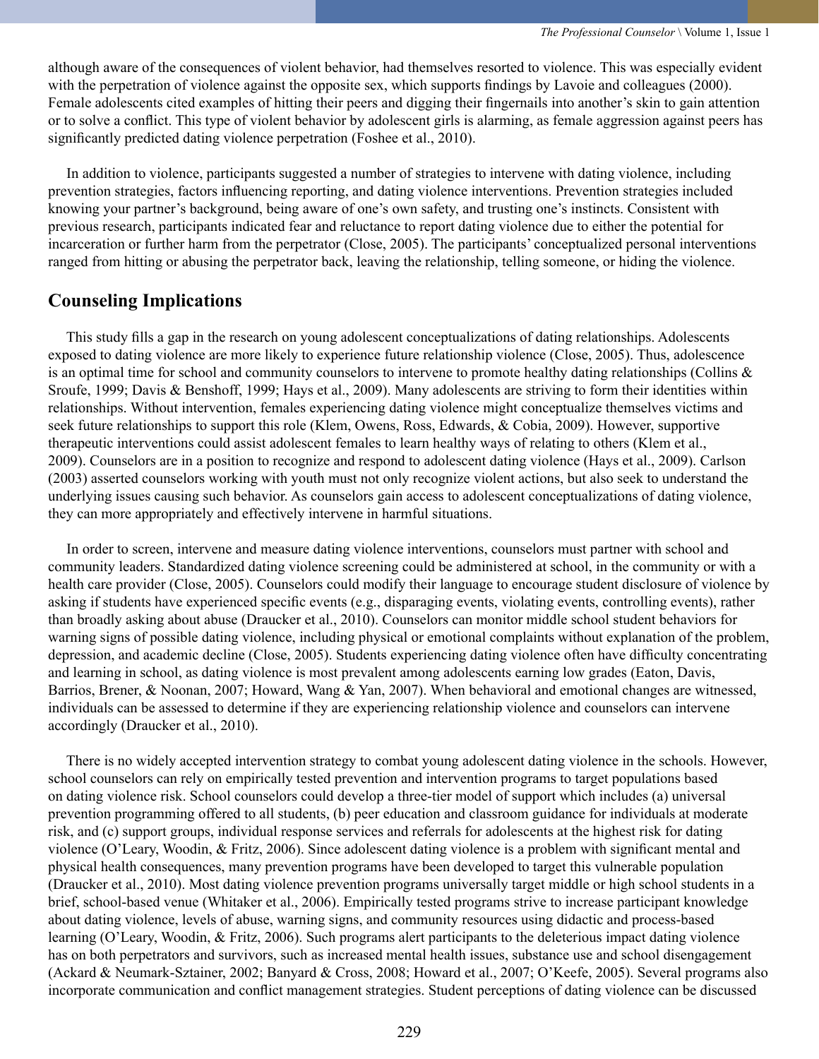although aware of the consequences of violent behavior, had themselves resorted to violence. This was especially evident with the perpetration of violence against the opposite sex, which supports findings by Lavoie and colleagues (2000). Female adolescents cited examples of hitting their peers and digging their fingernails into another's skin to gain attention or to solve a conflict. This type of violent behavior by adolescent girls is alarming, as female aggression against peers has significantly predicted dating violence perpetration (Foshee et al., 2010).

In addition to violence, participants suggested a number of strategies to intervene with dating violence, including prevention strategies, factors influencing reporting, and dating violence interventions. Prevention strategies included knowing your partner's background, being aware of one's own safety, and trusting one's instincts. Consistent with previous research, participants indicated fear and reluctance to report dating violence due to either the potential for incarceration or further harm from the perpetrator (Close, 2005). The participants' conceptualized personal interventions ranged from hitting or abusing the perpetrator back, leaving the relationship, telling someone, or hiding the violence.

## Counseling Implications

This study fills a gap in the research on young adolescent conceptualizations of dating relationships. Adolescents exposed to dating violence are more likely to experience future relationship violence (Close, 2005). Thus, adolescence is an optimal time for school and community counselors to intervene to promote healthy dating relationships (Collins & Sroufe, 1999; Davis & Benshoff, 1999; Hays et al., 2009). Many adolescents are striving to form their identities within relationships. Without intervention, females experiencing dating violence might conceptualize themselves victims and seek future relationships to support this role (Klem, Owens, Ross, Edwards, & Cobia, 2009). However, supportive therapeutic interventions could assist adolescent females to learn healthy ways of relating to others (Klem et al., 2009). Counselors are in a position to recognize and respond to adolescent dating violence (Hays et al., 2009). Carlson (2003) asserted counselors working with youth must not only recognize violent actions, but also seek to understand the underlying issues causing such behavior. As counselors gain access to adolescent conceptualizations of dating violence, they can more appropriately and effectively intervene in harmful situations.

In order to screen, intervene and measure dating violence interventions, counselors must partner with school and community leaders. Standardized dating violence screening could be administered at school, in the community or with a health care provider (Close, 2005). Counselors could modify their language to encourage student disclosure of violence by asking if students have experienced specific events (e.g., disparaging events, violating events, controlling events), rather than broadly asking about abuse (Draucker et al., 2010). Counselors can monitor middle school student behaviors for warning signs of possible dating violence, including physical or emotional complaints without explanation of the problem, depression, and academic decline (Close, 2005). Students experiencing dating violence often have difficulty concentrating and learning in school, as dating violence is most prevalent among adolescents earning low grades (Eaton, Davis, Barrios, Brener, & Noonan, 2007; Howard, Wang & Yan, 2007). When behavioral and emotional changes are witnessed, individuals can be assessed to determine if they are experiencing relationship violence and counselors can intervene accordingly (Draucker et al., 2010).

There is no widely accepted intervention strategy to combat young adolescent dating violence in the schools. However, school counselors can rely on empirically tested prevention and intervention programs to target populations based on dating violence risk. School counselors could develop a three-tier model of support which includes (a) universal prevention programming offered to all students, (b) peer education and classroom guidance for individuals at moderate risk, and (c) support groups, individual response services and referrals for adolescents at the highest risk for dating violence (O'Leary, Woodin, & Fritz, 2006). Since adolescent dating violence is a problem with significant mental and physical health consequences, many prevention programs have been developed to target this vulnerable population (Draucker et al., 2010). Most dating violence prevention programs universally target middle or high school students in a brief, school-based venue (Whitaker et al., 2006). Empirically tested programs strive to increase participant knowledge about dating violence, levels of abuse, warning signs, and community resources using didactic and process-based learning (O'Leary, Woodin, & Fritz, 2006). Such programs alert participants to the deleterious impact dating violence has on both perpetrators and survivors, such as increased mental health issues, substance use and school disengagement (Ackard & Neumark-Sztainer, 2002; Banyard & Cross, 2008; Howard et al., 2007; O'Keefe, 2005). Several programs also incorporate communication and conflict management strategies. Student perceptions of dating violence can be discussed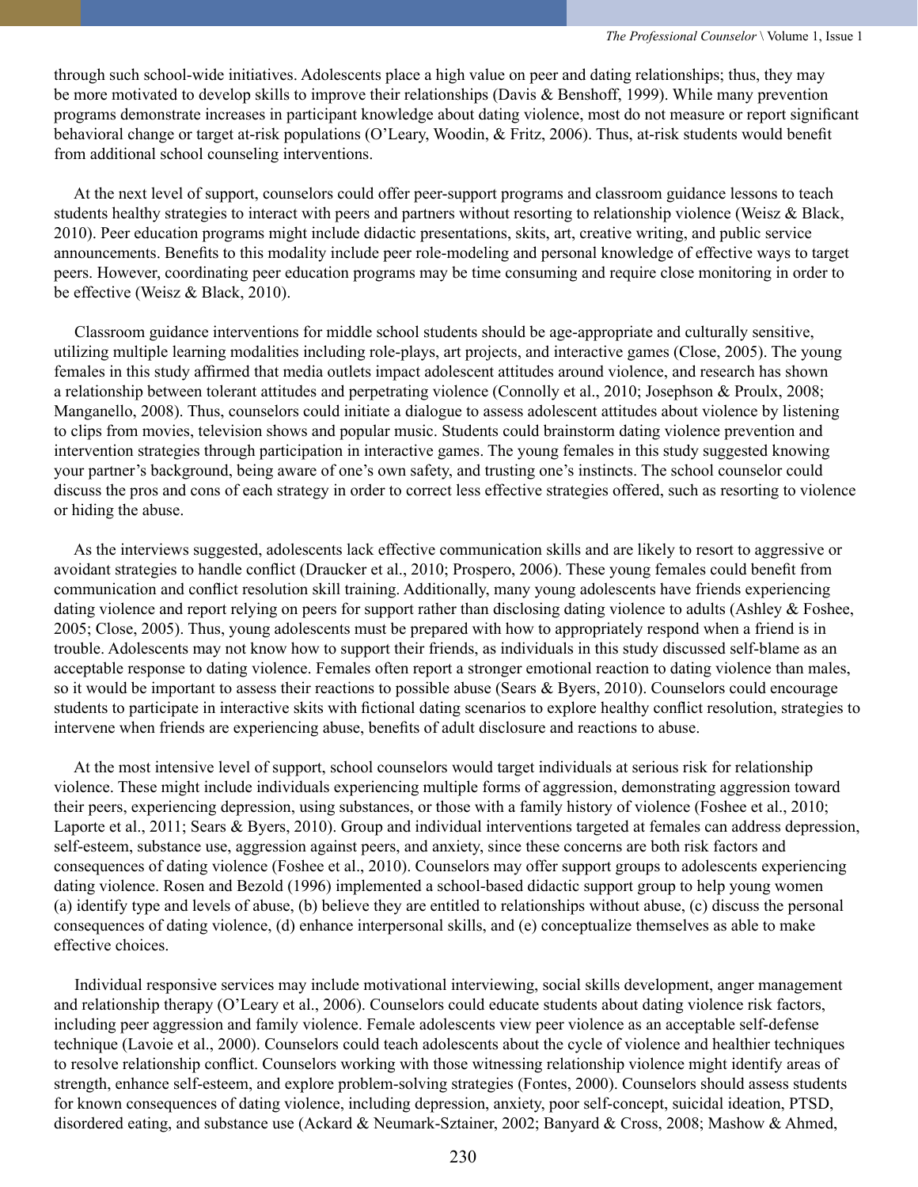through such school-wide initiatives. Adolescents place a high value on peer and dating relationships; thus, they may be more motivated to develop skills to improve their relationships (Davis & Benshoff, 1999). While many prevention programs demonstrate increases in participant knowledge about dating violence, most do not measure or report significant behavioral change or target at-risk populations (O'Leary, Woodin, & Fritz, 2006). Thus, at-risk students would benefit from additional school counseling interventions.

At the next level of support, counselors could offer peer-support programs and classroom guidance lessons to teach students healthy strategies to interact with peers and partners without resorting to relationship violence (Weisz & Black, 2010). Peer education programs might include didactic presentations, skits, art, creative writing, and public service announcements. Benefits to this modality include peer role-modeling and personal knowledge of effective ways to target peers. However, coordinating peer education programs may be time consuming and require close monitoring in order to be effective (Weisz & Black, 2010).

Classroom guidance interventions for middle school students should be age-appropriate and culturally sensitive, utilizing multiple learning modalities including role-plays, art projects, and interactive games (Close, 2005). The young females in this study affirmed that media outlets impact adolescent attitudes around violence, and research has shown a relationship between tolerant attitudes and perpetrating violence (Connolly et al., 2010; Josephson & Proulx, 2008; Manganello, 2008). Thus, counselors could initiate a dialogue to assess adolescent attitudes about violence by listening to clips from movies, television shows and popular music. Students could brainstorm dating violence prevention and intervention strategies through participation in interactive games. The young females in this study suggested knowing your partner's background, being aware of one's own safety, and trusting one's instincts. The school counselor could discuss the pros and cons of each strategy in order to correct less effective strategies offered, such as resorting to violence or hiding the abuse.

As the interviews suggested, adolescents lack effective communication skills and are likely to resort to aggressive or avoidant strategies to handle conflict (Draucker et al., 2010; Prospero, 2006). These young females could benefit from communication and conflict resolution skill training. Additionally, many young adolescents have friends experiencing dating violence and report relying on peers for support rather than disclosing dating violence to adults (Ashley & Foshee, 2005; Close, 2005). Thus, young adolescents must be prepared with how to appropriately respond when a friend is in trouble. Adolescents may not know how to support their friends, as individuals in this study discussed self-blame as an acceptable response to dating violence. Females often report a stronger emotional reaction to dating violence than males, so it would be important to assess their reactions to possible abuse (Sears & Byers, 2010). Counselors could encourage students to participate in interactive skits with fictional dating scenarios to explore healthy conflict resolution, strategies to intervene when friends are experiencing abuse, benefits of adult disclosure and reactions to abuse.

At the most intensive level of support, school counselors would target individuals at serious risk for relationship violence. These might include individuals experiencing multiple forms of aggression, demonstrating aggression toward their peers, experiencing depression, using substances, or those with a family history of violence (Foshee et al., 2010; Laporte et al., 2011; Sears & Byers, 2010). Group and individual interventions targeted at females can address depression, self-esteem, substance use, aggression against peers, and anxiety, since these concerns are both risk factors and consequences of dating violence (Foshee et al., 2010). Counselors may offer support groups to adolescents experiencing dating violence. Rosen and Bezold (1996) implemented a school-based didactic support group to help young women (a) identify type and levels of abuse, (b) believe they are entitled to relationships without abuse, (c) discuss the personal consequences of dating violence, (d) enhance interpersonal skills, and (e) conceptualize themselves as able to make effective choices.

Individual responsive services may include motivational interviewing, social skills development, anger management and relationship therapy (O'Leary et al., 2006). Counselors could educate students about dating violence risk factors, including peer aggression and family violence. Female adolescents view peer violence as an acceptable self-defense technique (Lavoie et al., 2000). Counselors could teach adolescents about the cycle of violence and healthier techniques to resolve relationship conflict. Counselors working with those witnessing relationship violence might identify areas of strength, enhance self-esteem, and explore problem-solving strategies (Fontes, 2000). Counselors should assess students for known consequences of dating violence, including depression, anxiety, poor self-concept, suicidal ideation, PTSD, disordered eating, and substance use (Ackard & Neumark-Sztainer, 2002; Banyard & Cross, 2008; Mashow & Ahmed,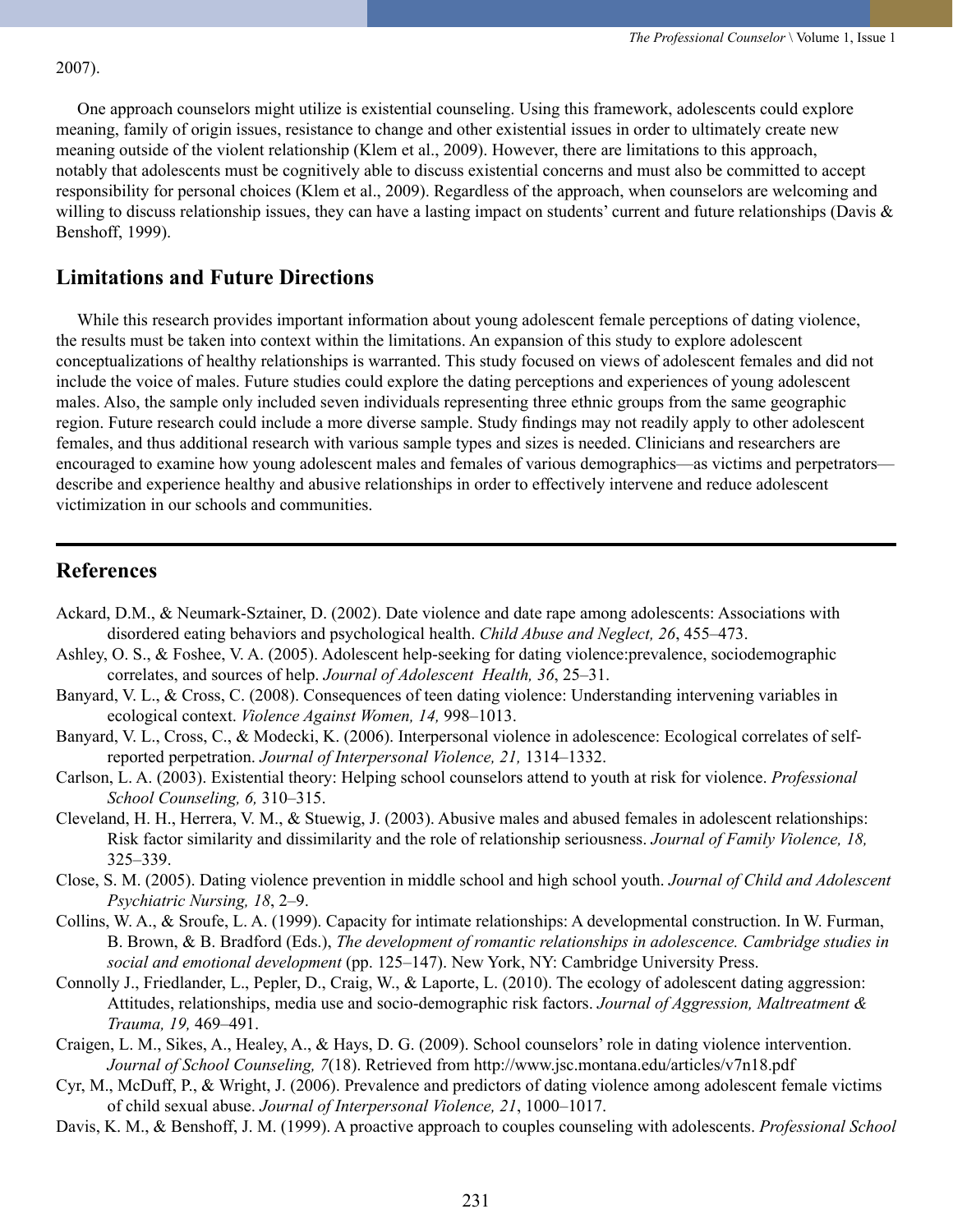2007).

One approach counselors might utilize is existential counseling. Using this framework, adolescents could explore meaning, family of origin issues, resistance to change and other existential issues in order to ultimately create new meaning outside of the violent relationship (Klem et al., 2009). However, there are limitations to this approach, notably that adolescents must be cognitively able to discuss existential concerns and must also be committed to accept responsibility for personal choices (Klem et al., 2009). Regardless of the approach, when counselors are welcoming and willing to discuss relationship issues, they can have a lasting impact on students' current and future relationships (Davis & Benshoff, 1999).

## Limitations and Future Directions

While this research provides important information about young adolescent female perceptions of dating violence, the results must be taken into context within the limitations. An expansion of this study to explore adolescent conceptualizations of healthy relationships is warranted. This study focused on views of adolescent females and did not include the voice of males. Future studies could explore the dating perceptions and experiences of young adolescent males. Also, the sample only included seven individuals representing three ethnic groups from the same geographic region. Future research could include a more diverse sample. Study findings may not readily apply to other adolescent females, and thus additional research with various sample types and sizes is needed. Clinicians and researchers are encouraged to examine how young adolescent males and females of various demographics—as victims and perpetrators—describe and experience healthy and abusive relationships in order to effectively intervene and reduce adolescent victimization in our schools and communities.

---

## References

Ackard, D.M., & Neumark-Sztainer, D. (2002). Date violence and date rape among adolescents: Associations with disordered eating behaviors and psychological health. *Child Abuse and Neglect, 26*, 455–473.

Ashley, O. S., & Foshee, V. A. (2005). Adolescent help-seeking for dating violence:prevalence, sociodemographic correlates, and sources of help. *Journal of Adolescent Health, 36*, 25–31.

Banyard, V. L., & Cross, C. (2008). Consequences of teen dating violence: Understanding intervening variables in ecological context. *Violence Against Women, 14,* 998–1013.

Banyard, V. L., Cross, C., & Modecki, K. (2006). Interpersonal violence in adolescence: Ecological correlates of self-reported perpetration. *Journal of Interpersonal Violence, 21,* 1314–1332.

Carlson, L. A. (2003). Existential theory: Helping school counselors attend to youth at risk for violence. *Professional School Counseling, 6,* 310–315.

Cleveland, H. H., Herrera, V. M., & Stuewig, J. (2003). Abusive males and abused females in adolescent relationships: Risk factor similarity and dissimilarity and the role of relationship seriousness. *Journal of Family Violence, 18,* 325–339.

Close, S. M. (2005). Dating violence prevention in middle school and high school youth. *Journal of Child and Adolescent Psychiatric Nursing, 18*, 2–9.

Collins, W. A., & Sroufe, L. A. (1999). Capacity for intimate relationships: A developmental construction. In W. Furman, B. Brown, & B. Bradford (Eds.), *The development of romantic relationships in adolescence. Cambridge studies in social and emotional development* (pp. 125–147). New York, NY: Cambridge University Press.

Connolly J., Friedlander, L., Pepler, D., Craig, W., & Laporte, L. (2010). The ecology of adolescent dating aggression: Attitudes, relationships, media use and socio-demographic risk factors. *Journal of Aggression, Maltreatment & Trauma, 19,* 469–491.

Craigen, L. M., Sikes, A., Healey, A., & Hays, D. G. (2009). School counselors' role in dating violence intervention. *Journal of School Counseling, 7*(18). Retrieved from http://www.jsc.montana.edu/articles/v7n18.pdf

Cyr, M., McDuff, P., & Wright, J. (2006). Prevalence and predictors of dating violence among adolescent female victims of child sexual abuse. *Journal of Interpersonal Violence, 21*, 1000–1017.

Davis, K. M., & Benshoff, J. M. (1999). A proactive approach to couples counseling with adolescents. *Professional School*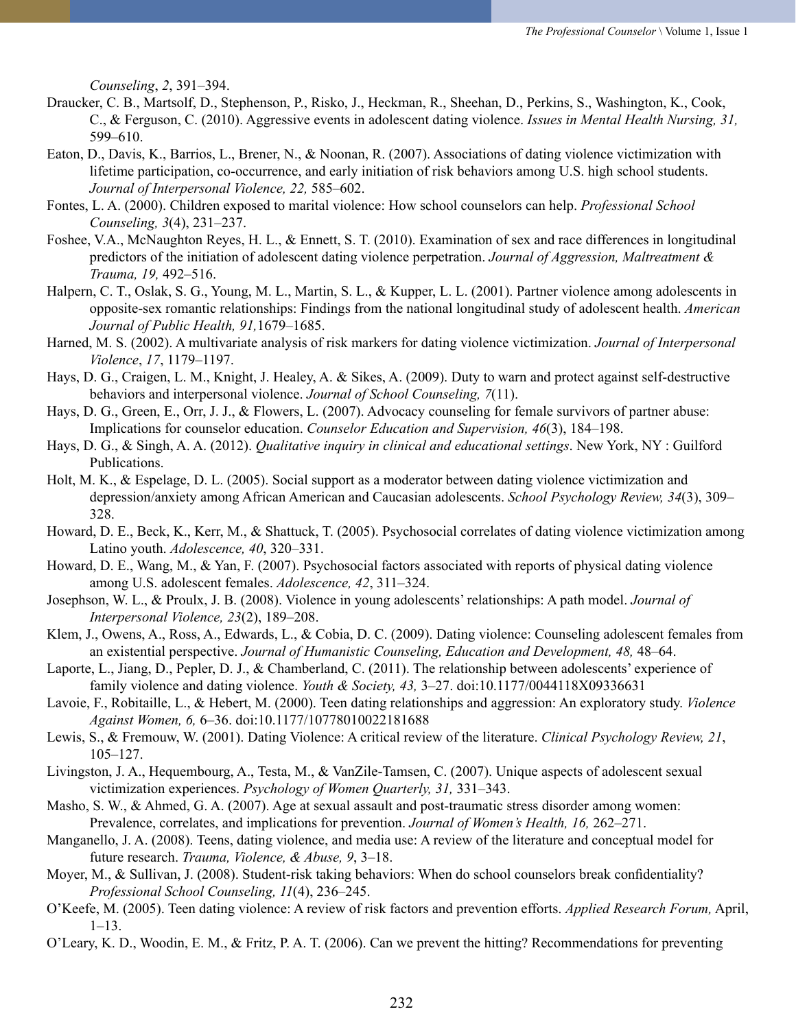*Counseling*, *2*, 391–394.

Draucker, C. B., Martsolf, D., Stephenson, P., Risko, J., Heckman, R., Sheehan, D., Perkins, S., Washington, K., Cook, C., & Ferguson, C. (2010). Aggressive events in adolescent dating violence. *Issues in Mental Health Nursing, 31,* 599–610.

Eaton, D., Davis, K., Barrios, L., Brener, N., & Noonan, R. (2007). Associations of dating violence victimization with lifetime participation, co-occurrence, and early initiation of risk behaviors among U.S. high school students. *Journal of Interpersonal Violence, 22,* 585–602.

Fontes, L. A. (2000). Children exposed to marital violence: How school counselors can help. *Professional School Counseling, 3*(4), 231–237.

Foshee, V.A., McNaughton Reyes, H. L., & Ennett, S. T. (2010). Examination of sex and race differences in longitudinal predictors of the initiation of adolescent dating violence perpetration. *Journal of Aggression, Maltreatment & Trauma, 19,* 492–516.

Halpern, C. T., Oslak, S. G., Young, M. L., Martin, S. L., & Kupper, L. L. (2001). Partner violence among adolescents in opposite-sex romantic relationships: Findings from the national longitudinal study of adolescent health. *American Journal of Public Health, 91,*1679–1685.

Harned, M. S. (2002). A multivariate analysis of risk markers for dating violence victimization. *Journal of Interpersonal Violence*, *17*, 1179–1197.

Hays, D. G., Craigen, L. M., Knight, J. Healey, A. & Sikes, A. (2009). Duty to warn and protect against self-destructive behaviors and interpersonal violence. *Journal of School Counseling, 7*(11).

Hays, D. G., Green, E., Orr, J. J., & Flowers, L. (2007). Advocacy counseling for female survivors of partner abuse: Implications for counselor education. *Counselor Education and Supervision, 46*(3), 184–198.

Hays, D. G., & Singh, A. A. (2012). *Qualitative inquiry in clinical and educational settings*. New York, NY : Guilford Publications.

Holt, M. K., & Espelage, D. L. (2005). Social support as a moderator between dating violence victimization and depression/anxiety among African American and Caucasian adolescents. *School Psychology Review, 34*(3), 309–328.

Howard, D. E., Beck, K., Kerr, M., & Shattuck, T. (2005). Psychosocial correlates of dating violence victimization among Latino youth. *Adolescence, 40*, 320–331.

Howard, D. E., Wang, M., & Yan, F. (2007). Psychosocial factors associated with reports of physical dating violence among U.S. adolescent females. *Adolescence, 42*, 311–324.

Josephson, W. L., & Proulx, J. B. (2008). Violence in young adolescents' relationships: A path model. *Journal of Interpersonal Violence, 23*(2), 189–208.

Klem, J., Owens, A., Ross, A., Edwards, L., & Cobia, D. C. (2009). Dating violence: Counseling adolescent females from an existential perspective. *Journal of Humanistic Counseling, Education and Development, 48,* 48–64.

Laporte, L., Jiang, D., Pepler, D. J., & Chamberland, C. (2011). The relationship between adolescents' experience of family violence and dating violence. *Youth & Society, 43,* 3–27. doi:10.1177/0044118X09336631

Lavoie, F., Robitaille, L., & Hebert, M. (2000). Teen dating relationships and aggression: An exploratory study. *Violence Against Women, 6,* 6–36. doi:10.1177/10778010022181688

Lewis, S., & Fremouw, W. (2001). Dating Violence: A critical review of the literature. *Clinical Psychology Review, 21*, 105–127.

Livingston, J. A., Hequembourg, A., Testa, M., & VanZile-Tamsen, C. (2007). Unique aspects of adolescent sexual victimization experiences. *Psychology of Women Quarterly, 31,* 331–343.

Masho, S. W., & Ahmed, G. A. (2007). Age at sexual assault and post-traumatic stress disorder among women: Prevalence, correlates, and implications for prevention. *Journal of Women's Health, 16,* 262–271.

Manganello, J. A. (2008). Teens, dating violence, and media use: A review of the literature and conceptual model for future research. *Trauma, Violence, & Abuse, 9*, 3–18.

Moyer, M., & Sullivan, J. (2008). Student-risk taking behaviors: When do school counselors break confidentiality? *Professional School Counseling, 11*(4), 236–245.

O'Keefe, M. (2005). Teen dating violence: A review of risk factors and prevention efforts. *Applied Research Forum,* April, 1–13.

O'Leary, K. D., Woodin, E. M., & Fritz, P. A. T. (2006). Can we prevent the hitting? Recommendations for preventing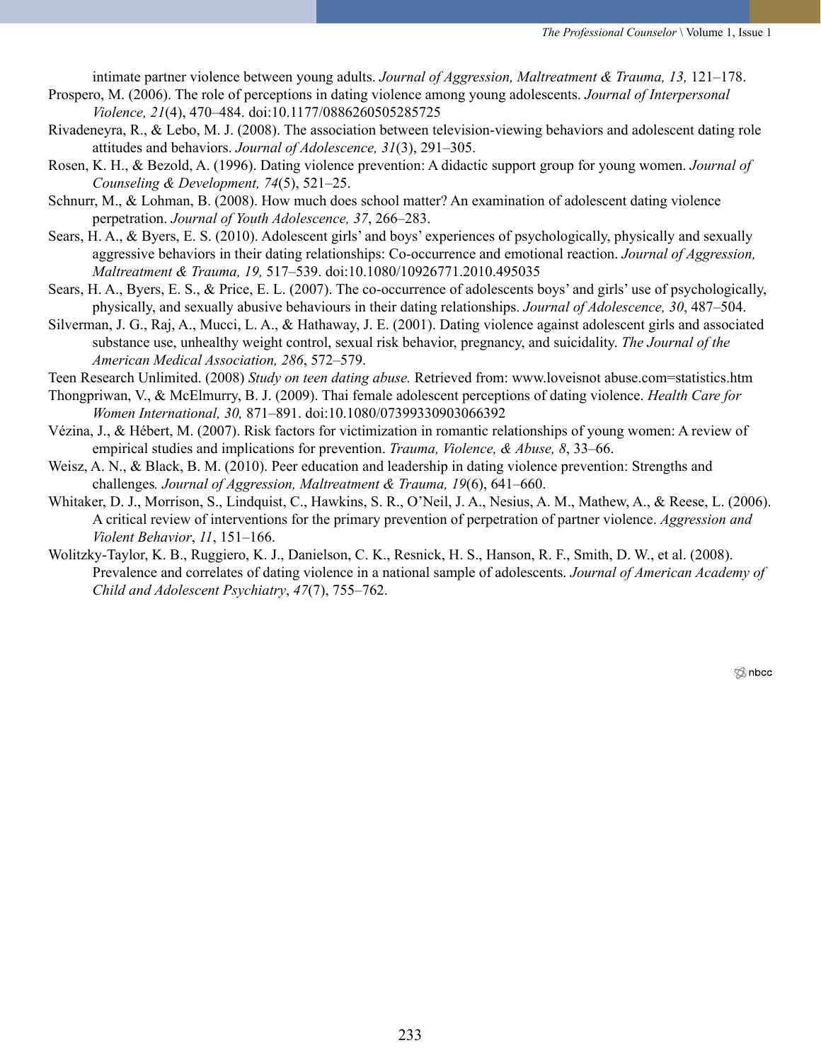intimate partner violence between young adults. *Journal of Aggression, Maltreatment & Trauma, 13,* 121–178.

Prospero, M. (2006). The role of perceptions in dating violence among young adolescents. *Journal of Interpersonal Violence, 21*(4), 470–484. doi:10.1177/0886260505285725

Rivadeneyra, R., & Lebo, M. J. (2008). The association between television-viewing behaviors and adolescent dating role attitudes and behaviors. *Journal of Adolescence, 31*(3), 291–305.

Rosen, K. H., & Bezold, A. (1996). Dating violence prevention: A didactic support group for young women. *Journal of Counseling & Development, 74*(5), 521–25.

Schnurr, M., & Lohman, B. (2008). How much does school matter? An examination of adolescent dating violence perpetration. *Journal of Youth Adolescence, 37*, 266–283.

Sears, H. A., & Byers, E. S. (2010). Adolescent girls' and boys' experiences of psychologically, physically and sexually aggressive behaviors in their dating relationships: Co-occurrence and emotional reaction. *Journal of Aggression, Maltreatment & Trauma, 19,* 517–539. doi:10.1080/10926771.2010.495035

Sears, H. A., Byers, E. S., & Price, E. L. (2007). The co-occurrence of adolescents boys' and girls' use of psychologically, physically, and sexually abusive behaviours in their dating relationships. *Journal of Adolescence, 30*, 487–504.

Silverman, J. G., Raj, A., Mucci, L. A., & Hathaway, J. E. (2001). Dating violence against adolescent girls and associated substance use, unhealthy weight control, sexual risk behavior, pregnancy, and suicidality. *The Journal of the American Medical Association, 286*, 572–579.

Teen Research Unlimited. (2008) *Study on teen dating abuse.* Retrieved from: www.loveisnot abuse.com=statistics.htm

Thongpriwan, V., & McElmurry, B. J. (2009). Thai female adolescent perceptions of dating violence. *Health Care for Women International, 30,* 871–891. doi:10.1080/07399330903066392

Vézina, J., & Hébert, M. (2007). Risk factors for victimization in romantic relationships of young women: A review of empirical studies and implications for prevention. *Trauma, Violence, & Abuse, 8*, 33–66.

Weisz, A. N., & Black, B. M. (2010). Peer education and leadership in dating violence prevention: Strengths and challenges*. Journal of Aggression, Maltreatment & Trauma, 19*(6), 641–660.

Whitaker, D. J., Morrison, S., Lindquist, C., Hawkins, S. R., O'Neil, J. A., Nesius, A. M., Mathew, A., & Reese, L. (2006). A critical review of interventions for the primary prevention of perpetration of partner violence. *Aggression and Violent Behavior*, *11*, 151–166.

Wolitzky-Taylor, K. B., Ruggiero, K. J., Danielson, C. K., Resnick, H. S., Hanson, R. F., Smith, D. W., et al. (2008). Prevalence and correlates of dating violence in a national sample of adolescents. *Journal of American Academy of Child and Adolescent Psychiatry*, *47*(7), 755–762.